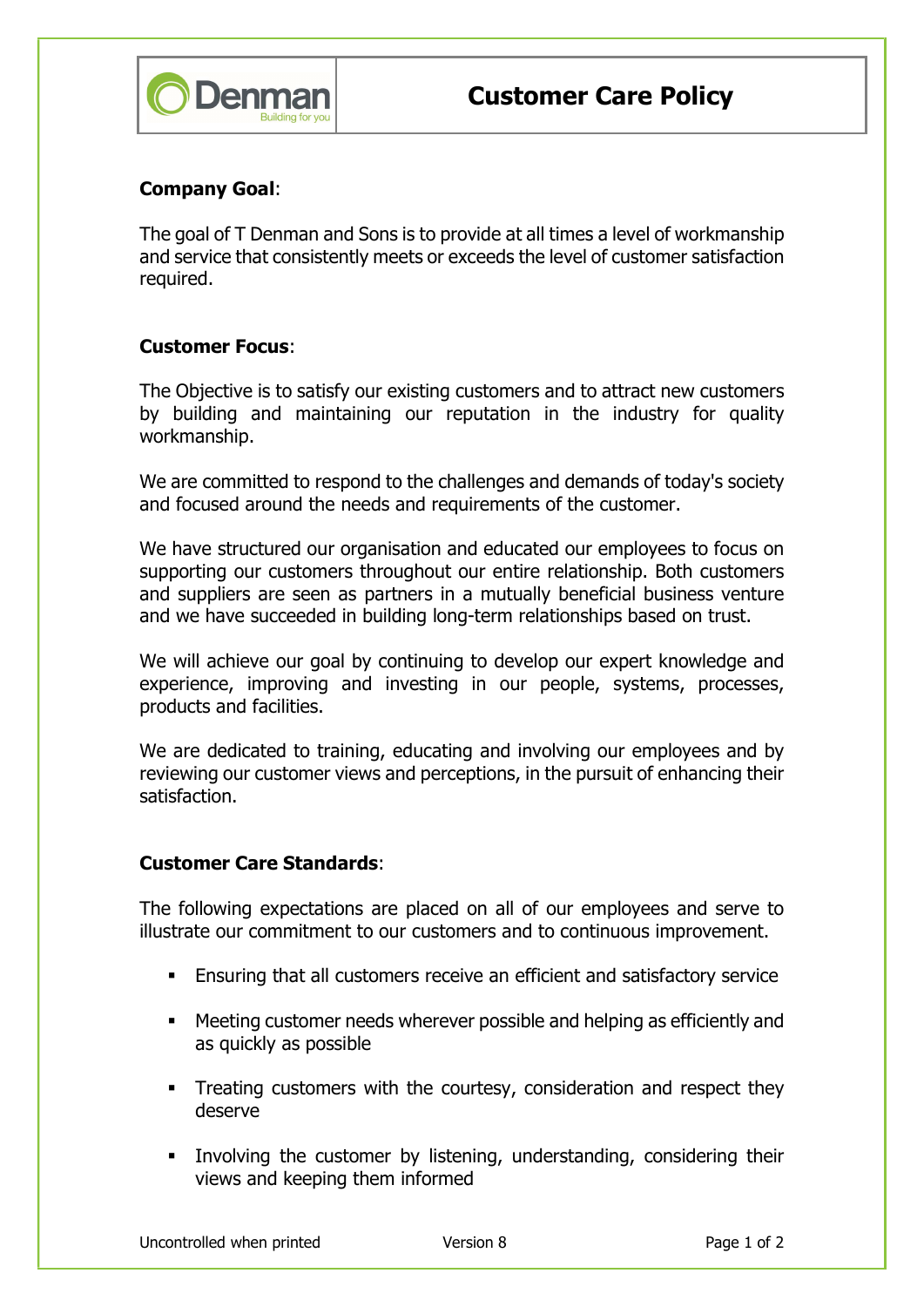# Customer Care Policy

**Company Goal**:

The goal of T Denman and Sons is to provide at all times a level of workmanship and service that consistently meets or exceeds the level of customer satisfaction required.

**Customer Focus**:

The Objective is to satisfy our existing customers and to attract new customers by building and maintaining our reputation in the industry for quality workmanship.

We are committed to respond to the challenges and demands of today's society and focused around the needs and requirements of the customer.

We have structured our organisation and educated our employees to focus on supporting our customers throughout our entire relationship. Both customers and suppliers are seen as partners in a mutually beneficial business venture and we have succeeded in building long-term relationships based on trust.

We will achieve our goal by continuing to develop our expert knowledge and experience, improving and investing in our people, systems, processes, products and facilities.

We are dedicated to training, educating and involving our employees and by reviewing our customer views and perceptions, in the pursuit of enhancing their satisfaction.

**Customer Care Standards**:

The following expectations are placed on all of our employees and serve to illustrate our commitment to our customers and to continuous improvement.

- Ensuring that all customers receive an efficient and satisfactory service
- Meeting customer needs wherever possible and helping as efficiently and as quickly as possible
- Treating customers with the courtesy, consideration and respect they deserve
- Involving the customer by listening, understanding, considering their views and keeping them informed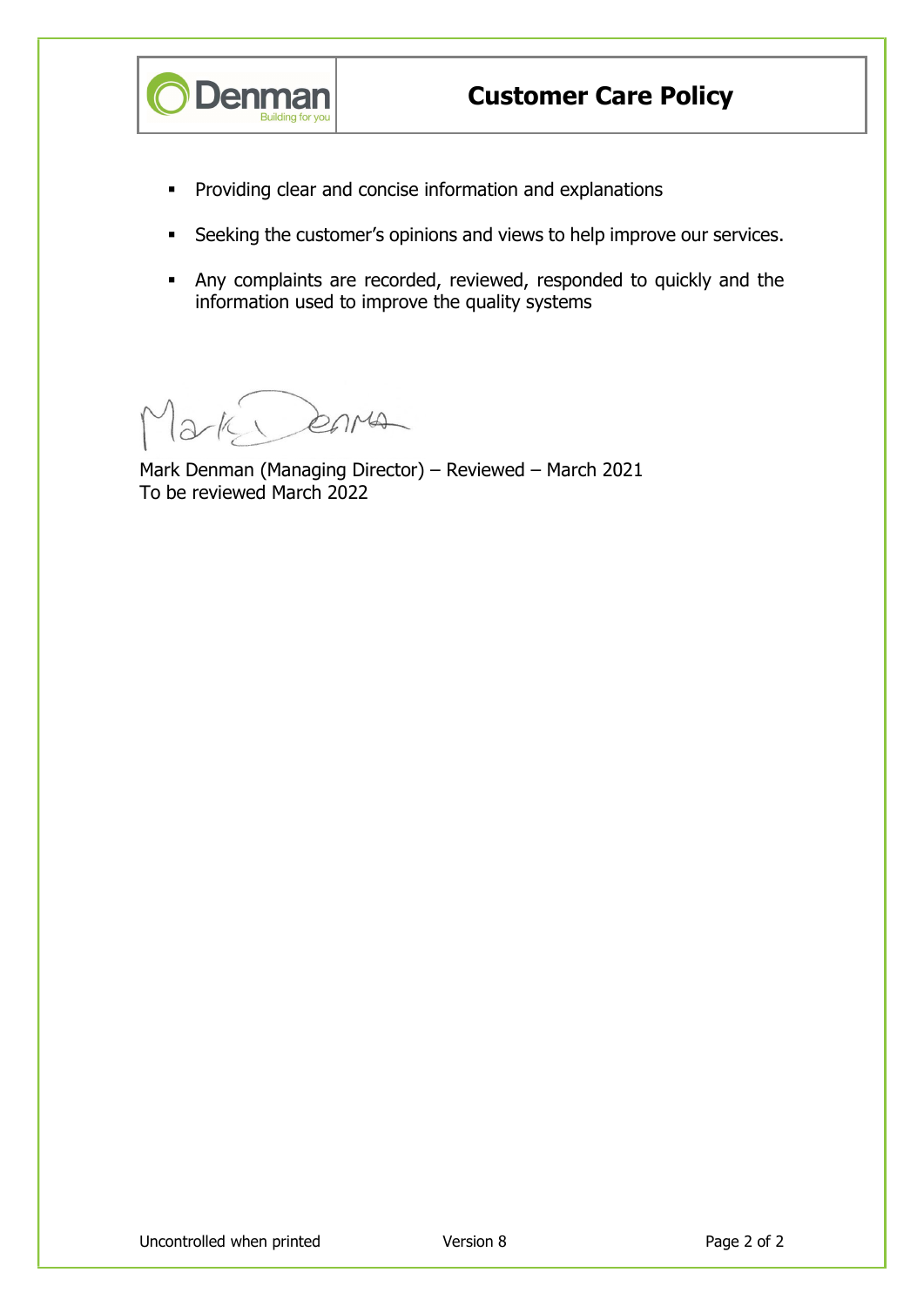- Providing clear and concise information and explanations
- Seeking the customer's opinions and views to help improve our services.
- Any complaints are recorded, reviewed, responded to quickly and the information used to improve the quality systems

Mark Denman (Managing Director) – Reviewed – March 2021
To be reviewed March 2022